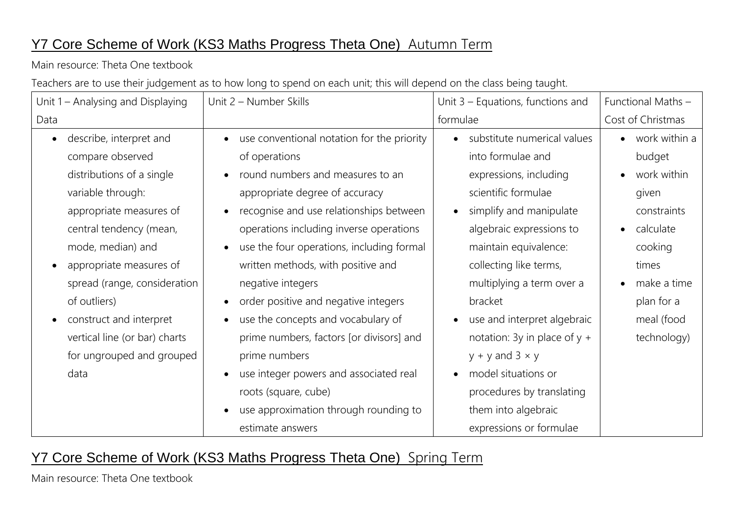## Y7 Core Scheme of Work (KS3 Maths Progress Theta One) Autumn Term

Main resource: Theta One textbook

Teachers are to use their judgement as to how long to spend on each unit; this will depend on the class being taught.

| Unit 1 – Analysing and Displaying Data | Unit 2 – Number Skills | Unit 3 – Equations, functions and formulae | Functional Maths – Cost of Christmas |
|---|---|---|---|
| • describe, interpret and compare observed distributions of a single variable through: appropriate measures of central tendency (mean, mode, median) and<br>• appropriate measures of spread (range, consideration of outliers)<br>• construct and interpret vertical line (or bar) charts for ungrouped and grouped data | • use conventional notation for the priority of operations<br>• round numbers and measures to an appropriate degree of accuracy<br>• recognise and use relationships between operations including inverse operations<br>• use the four operations, including formal written methods, with positive and negative integers<br>• order positive and negative integers<br>• use the concepts and vocabulary of prime numbers, factors [or divisors] and prime numbers<br>• use integer powers and associated real roots (square, cube)<br>• use approximation through rounding to estimate answers | • substitute numerical values into formulae and expressions, including scientific formulae<br>• simplify and manipulate algebraic expressions to maintain equivalence: collecting like terms, multiplying a term over a bracket<br>• use and interpret algebraic notation: $3y$ in place of $y + y + y$ and $3 \times y$<br>• model situations or procedures by translating them into algebraic expressions or formulae | • work within a budget<br>• work within given constraints<br>• calculate cooking times<br>• make a time plan for a meal (food technology) |

## Y7 Core Scheme of Work (KS3 Maths Progress Theta One) Spring Term

Main resource: Theta One textbook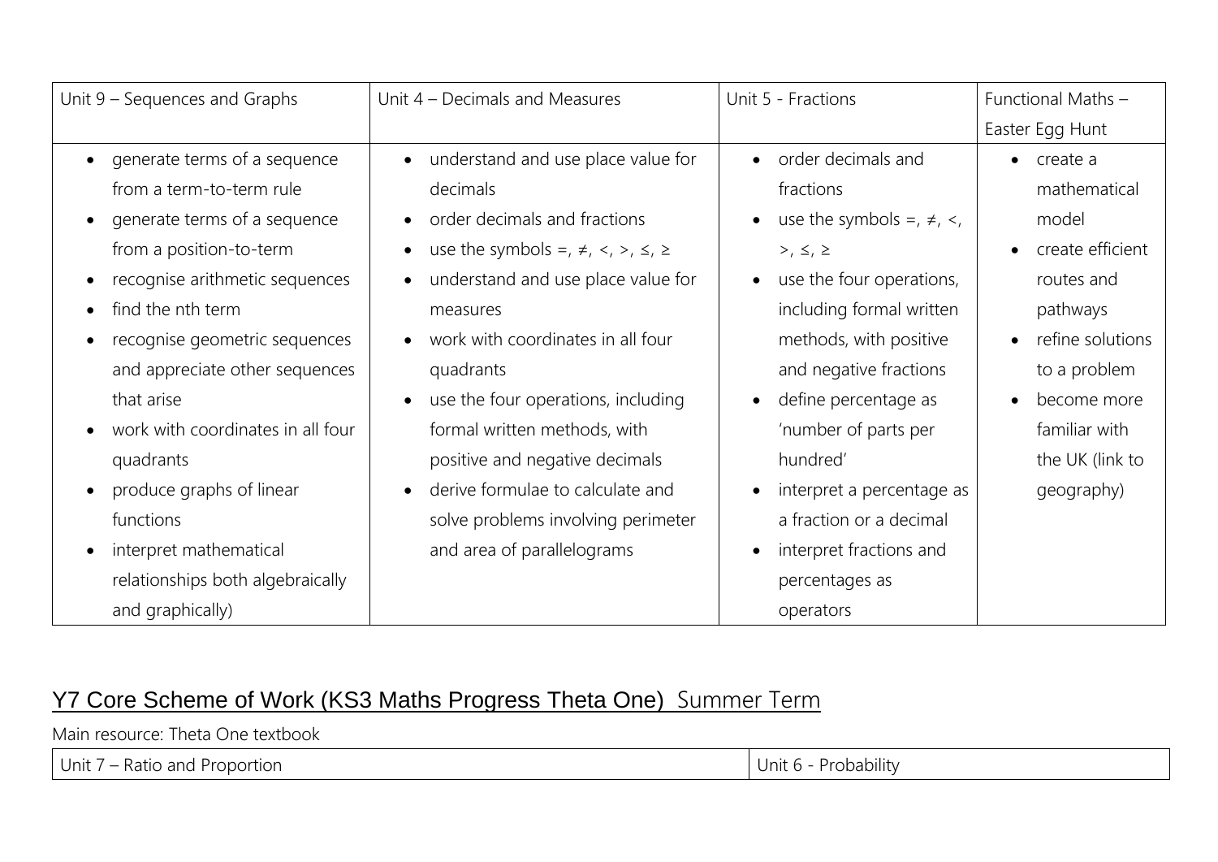| Unit 9 – Sequences and Graphs | Unit 4 – Decimals and Measures | Unit 5 - Fractions | Functional Maths – Easter Egg Hunt |
|---|---|---|---|
| • generate terms of a sequence from a term-to-term rule<br>• generate terms of a sequence from a position-to-term<br>• recognise arithmetic sequences<br>• find the nth term<br>• recognise geometric sequences and appreciate other sequences that arise<br>• work with coordinates in all four quadrants<br>• produce graphs of linear functions<br>• interpret mathematical relationships both algebraically and graphically) | • understand and use place value for decimals<br>• order decimals and fractions<br>• use the symbols =, ≠, <, >, ≤, ≥<br>• understand and use place value for measures<br>• work with coordinates in all four quadrants<br>• use the four operations, including formal written methods, with positive and negative decimals<br>• derive formulae to calculate and solve problems involving perimeter and area of parallelograms | • order decimals and fractions<br>• use the symbols =, ≠, <, >, ≤, ≥<br>• use the four operations, including formal written methods, with positive and negative fractions<br>• define percentage as 'number of parts per hundred'<br>• interpret a percentage as a fraction or a decimal<br>• interpret fractions and percentages as operators | • create a mathematical model<br>• create efficient routes and pathways<br>• refine solutions to a problem<br>• become more familiar with the UK (link to geography) |

## Y7 Core Scheme of Work (KS3 Maths Progress Theta One) Summer Term

Main resource: Theta One textbook

| Unit 7 – Ratio and Proportion | Unit 6 - Probability |
|---|---|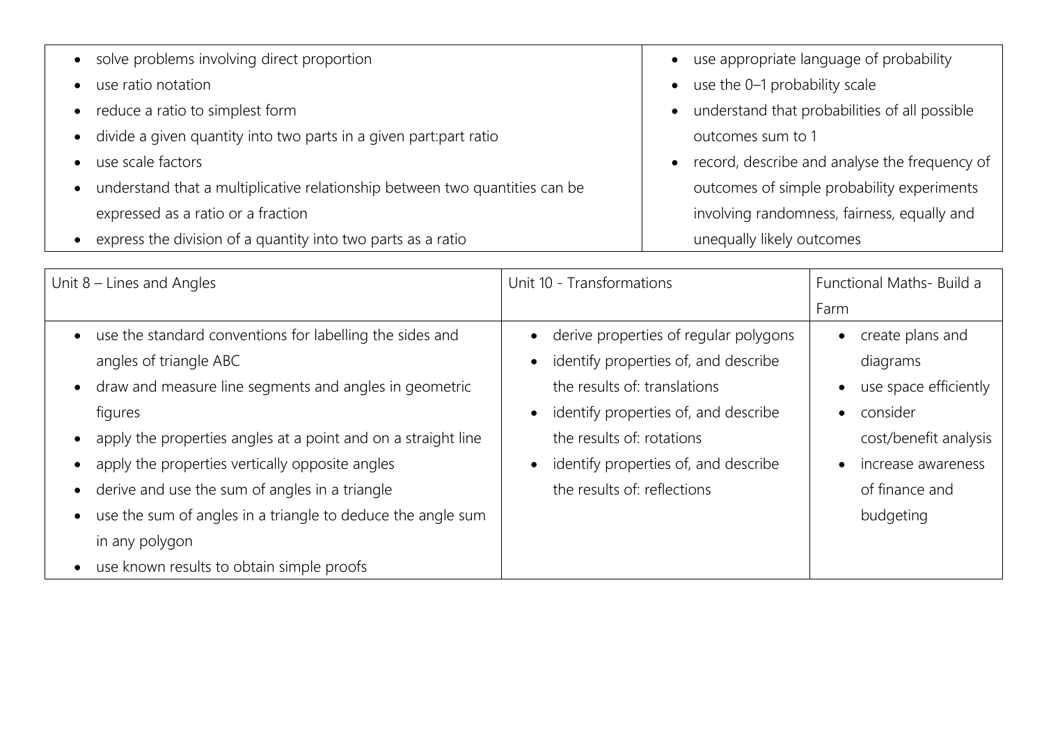| | |
|---|---|
| • solve problems involving direct proportion<br>• use ratio notation<br>• reduce a ratio to simplest form<br>• divide a given quantity into two parts in a given part:part ratio<br>• use scale factors<br>• understand that a multiplicative relationship between two quantities can be expressed as a ratio or a fraction<br>• express the division of a quantity into two parts as a ratio | • use appropriate language of probability<br>• use the 0–1 probability scale<br>• understand that probabilities of all possible outcomes sum to 1<br>• record, describe and analyse the frequency of outcomes of simple probability experiments involving randomness, fairness, equally and unequally likely outcomes |

| Unit 8 – Lines and Angles | Unit 10 - Transformations | Functional Maths- Build a Farm |
|---|---|---|
| • use the standard conventions for labelling the sides and angles of triangle ABC<br>• draw and measure line segments and angles in geometric figures<br>• apply the properties angles at a point and on a straight line<br>• apply the properties vertically opposite angles<br>• derive and use the sum of angles in a triangle<br>• use the sum of angles in a triangle to deduce the angle sum in any polygon<br>• use known results to obtain simple proofs | • derive properties of regular polygons<br>• identify properties of, and describe the results of: translations<br>• identify properties of, and describe the results of: rotations<br>• identify properties of, and describe the results of: reflections | • create plans and diagrams<br>• use space efficiently<br>• consider cost/benefit analysis<br>• increase awareness of finance and budgeting |